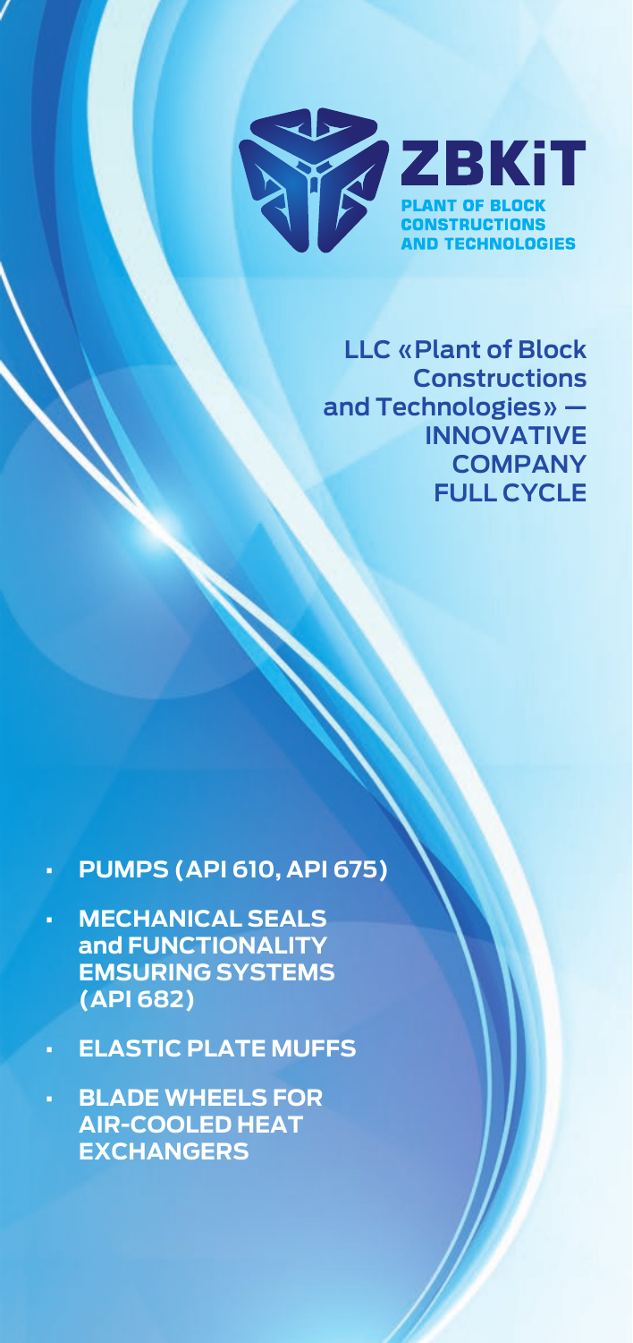# ZBKiT

PLANT OF BLOCK CONSTRUCTIONS AND TECHNOLOGIES

**LLC «Plant of Block Constructions and Technologies» — INNOVATIVE COMPANY FULL CYCLE**

- **PUMPS (API 610, API 675)**
- **MECHANICAL SEALS and FUNCTIONALITY EMSURING SYSTEMS (API 682)**
- **ELASTIC PLATE MUFFS**
- **BLADE WHEELS FOR AIR-COOLED HEAT EXCHANGERS**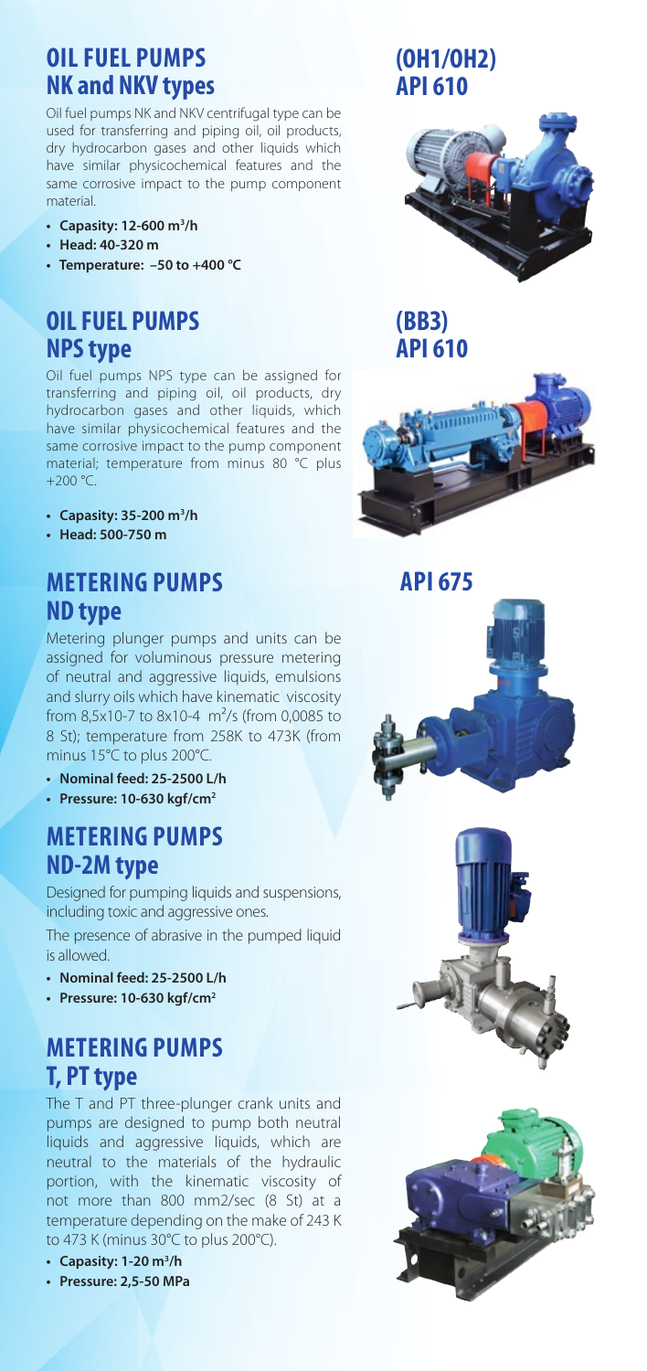## OIL FUEL PUMPS NK and NKV types

## (OH1/OH2) API 610

Oil fuel pumps NK and NKV centrifugal type can be used for transferring and piping oil, oil products, dry hydrocarbon gases and other liquids which have similar physicochemical features and the same corrosive impact to the pump component material.

- **Capasity: 12-600 $m^3$/h**
- **Head: 40-320 m**
- **Temperature: −50 to +400 °C**

## OIL FUEL PUMPS NPS type

## (BB3) API 610

Oil fuel pumps NPS type can be assigned for transferring and piping oil, oil products, dry hydrocarbon gases and other liquids, which have similar physicochemical features and the same corrosive impact to the pump component material; temperature from minus 80 °C plus +200 °C.

- **Capasity: 35-200 $m^3$/h**
- **Head: 500-750 m**

## METERING PUMPS ND type

## API 675

Metering plunger pumps and units can be assigned for voluminous pressure metering of neutral and aggressive liquids, emulsions and slurry oils which have kinematic viscosity from 8,5x10-7 to 8x10-4 $m^2$/s (from 0,0085 to 8 St); temperature from 258K to 473K (from minus 15°C to plus 200°C).

- **Nominal feed: 25-2500 L/h**
- **Pressure: 10-630 kgf/$cm^2$**

## METERING PUMPS ND-2M type

Designed for pumping liquids and suspensions, including toxic and aggressive ones.

The presence of abrasive in the pumped liquid is allowed.

- **Nominal feed: 25-2500 L/h**
- **Pressure: 10-630 kgf/$cm^2$**

## METERING PUMPS T, PT type

The T and PT three-plunger crank units and pumps are designed to pump both neutral liquids and aggressive liquids, which are neutral to the materials of the hydraulic portion, with the kinematic viscosity of not more than 800 mm2/sec (8 St) at a temperature depending on the make of 243 K to 473 K (minus 30°C to plus 200°C).

- **Capasity: 1-20 $m^3$/h**
- **Pressure: 2,5-50 MPa**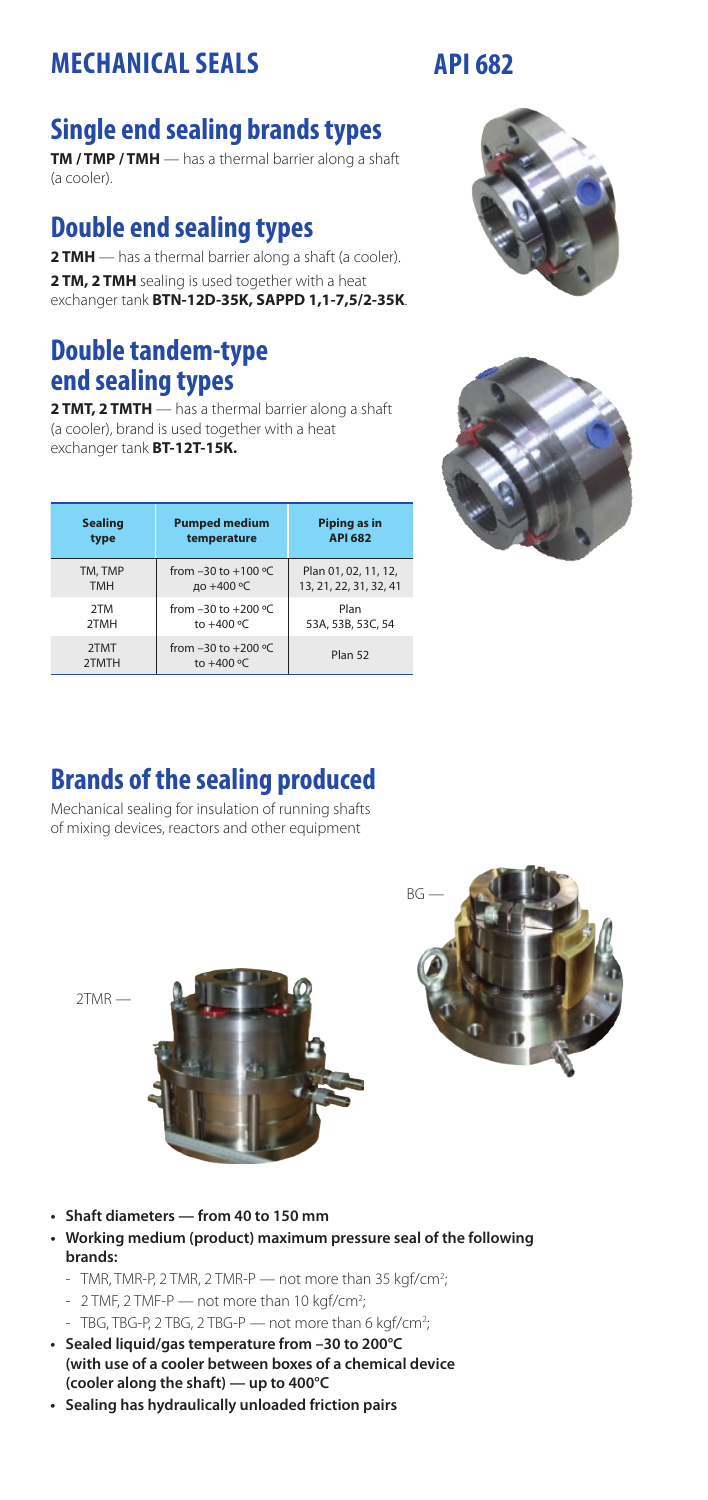# MECHANICAL SEALS

# API 682

## Single end sealing brands types

**TM / TMP / TMH** — has a thermal barrier along a shaft (a cooler).

## Double end sealing types

**2 TMH** — has a thermal barrier along a shaft (a cooler).

**2 TM, 2 TMH** sealing is used together with a heat exchanger tank **BTN-12D-35K, SAPPD 1,1-7,5/2-35K**.

## Double tandem-type end sealing types

**2 TMT, 2 TMTH** — has a thermal barrier along a shaft (a cooler), brand is used together with a heat exchanger tank **BT-12T-15K.**

| Sealing type | Pumped medium temperature | Piping as in API 682 |
|---|---|---|
| TM, TMP<br>TMH | from –30 to +100 ºC<br>до +400 ºC | Plan 01, 02, 11, 12, 13, 21, 22, 31, 32, 41 |
| 2TM<br>2TMH | from –30 to +200 ºC<br>to +400 ºC | Plan 53A, 53B, 53C, 54 |
| 2TMT<br>2TMTH | from –30 to +200 ºC<br>to +400 ºC | Plan 52 |

## Brands of the sealing produced

Mechanical sealing for insulation of running shafts of mixing devices, reactors and other equipment

2TMR —

BG —

- **Shaft diameters — from 40 to 150 mm**
- **Working medium (product) maximum pressure seal of the following brands:**
  - TMR, TMR-P, 2 TMR, 2 TMR-P — not more than 35 kgf/cm²;
  - 2 TMF, 2 TMF-P — not more than 10 kgf/cm²;
  - TBG, TBG-P, 2 TBG, 2 TBG-P — not more than 6 kgf/cm²;
- **Sealed liquid/gas temperature from –30 to 200°C (with use of a cooler between boxes of a chemical device (cooler along the shaft) — up to 400°C**
- **Sealing has hydraulically unloaded friction pairs**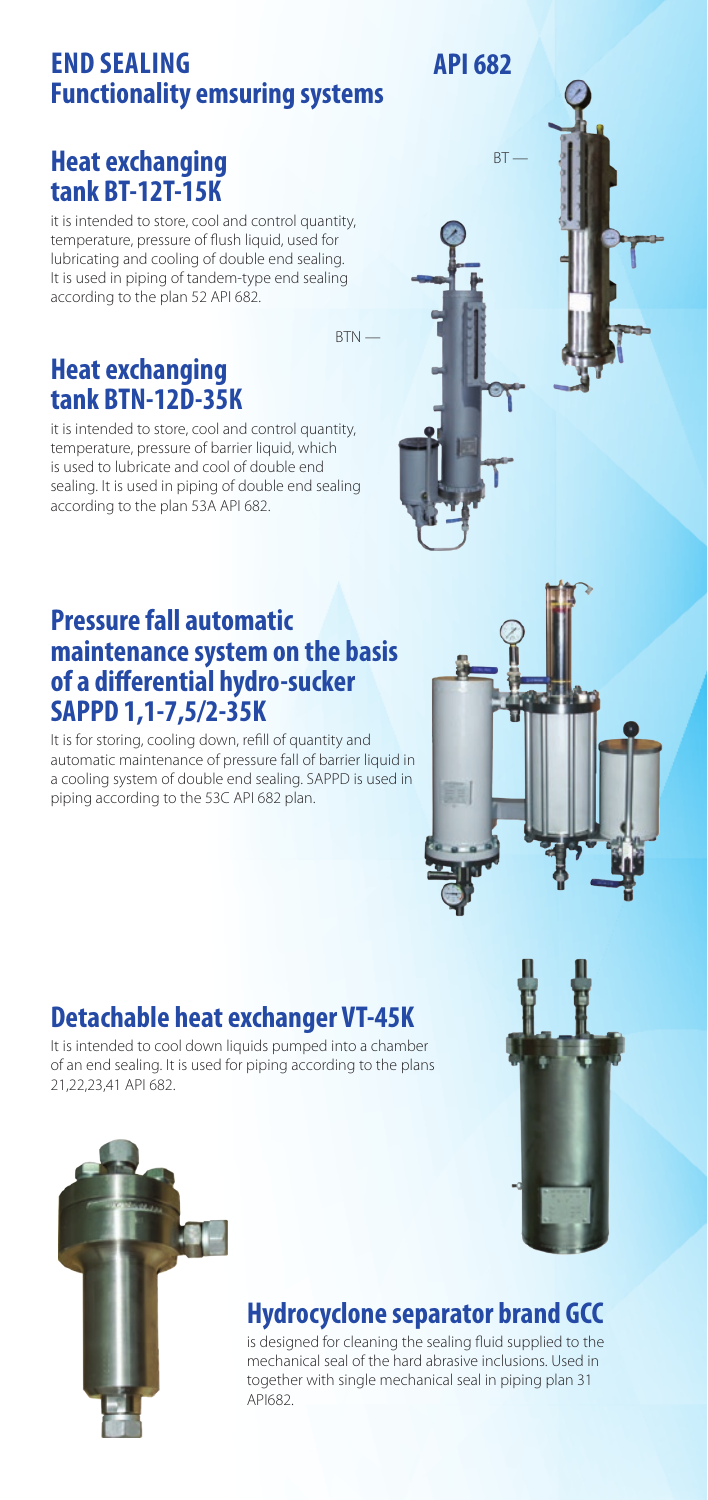# END SEALING Functionality emsuring systems

**API 682**

## Heat exchanging tank BT-12T-15K

it is intended to store, cool and control quantity, temperature, pressure of flush liquid, used for lubricating and cooling of double end sealing. It is used in piping of tandem-type end sealing according to the plan 52 API 682.

BT —

BTN —

## Heat exchanging tank BTN-12D-35K

it is intended to store, cool and control quantity, temperature, pressure of barrier liquid, which is used to lubricate and cool of double end sealing. It is used in piping of double end sealing according to the plan 53A API 682.

## Pressure fall automatic maintenance system on the basis of a differential hydro-sucker SAPPD 1,1-7,5/2-35K

It is for storing, cooling down, refill of quantity and automatic maintenance of pressure fall of barrier liquid in a cooling system of double end sealing. SAPPD is used in piping according to the 53C API 682 plan.

## Detachable heat exchanger VT-45K

It is intended to cool down liquids pumped into a chamber of an end sealing. It is used for piping according to the plans 21,22,23,41 API 682.

## Hydrocyclone separator brand GCC

is designed for cleaning the sealing fluid supplied to the mechanical seal of the hard abrasive inclusions. Used in together with single mechanical seal in piping plan 31 API682.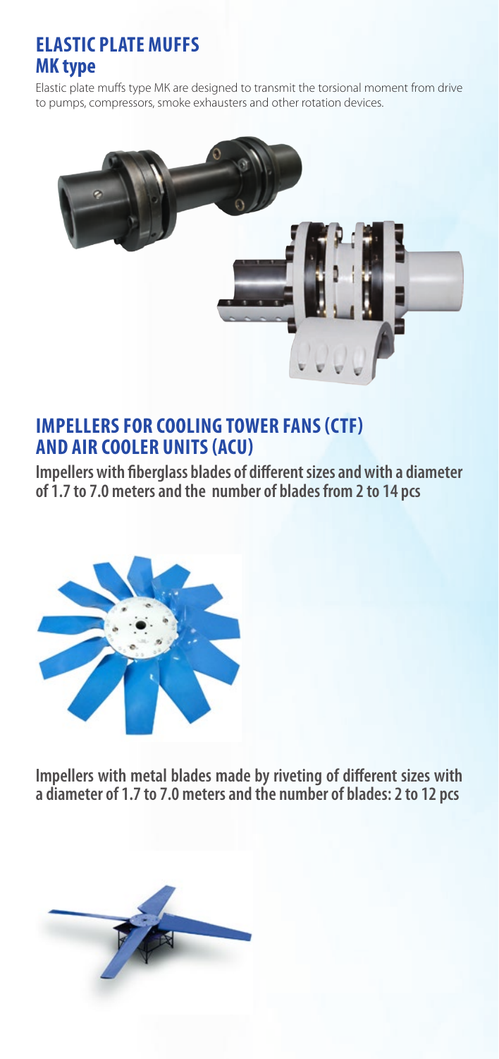## ELASTIC PLATE MUFFS
### MK type

Elastic plate muffs type MK are designed to transmit the torsional moment from drive to pumps, compressors, smoke exhausters and other rotation devices.

## IMPELLERS FOR COOLING TOWER FANS (CTF) AND AIR COOLER UNITS (ACU)

**Impellers with fiberglass blades of different sizes and with a diameter of 1.7 to 7.0 meters and the number of blades from 2 to 14 pcs**

**Impellers with metal blades made by riveting of different sizes with a diameter of 1.7 to 7.0 meters and the number of blades: 2 to 12 pcs**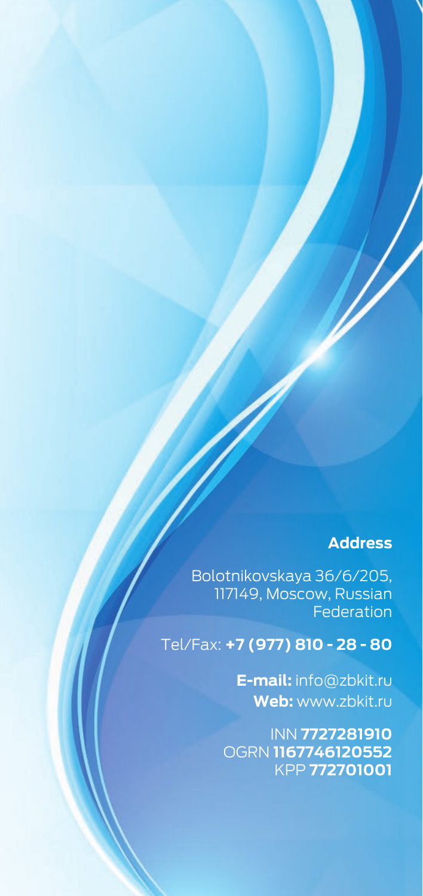**Address**

Bolotnikovskaya 36/6/205,
117149, Moscow, Russian
Federation

Tel/Fax: **+7 (977) 810 - 28 - 80**

**E-mail:** info@zbkit.ru
**Web:** www.zbkit.ru

INN **7727281910**
OGRN **1167746120552**
KPP **772701001**